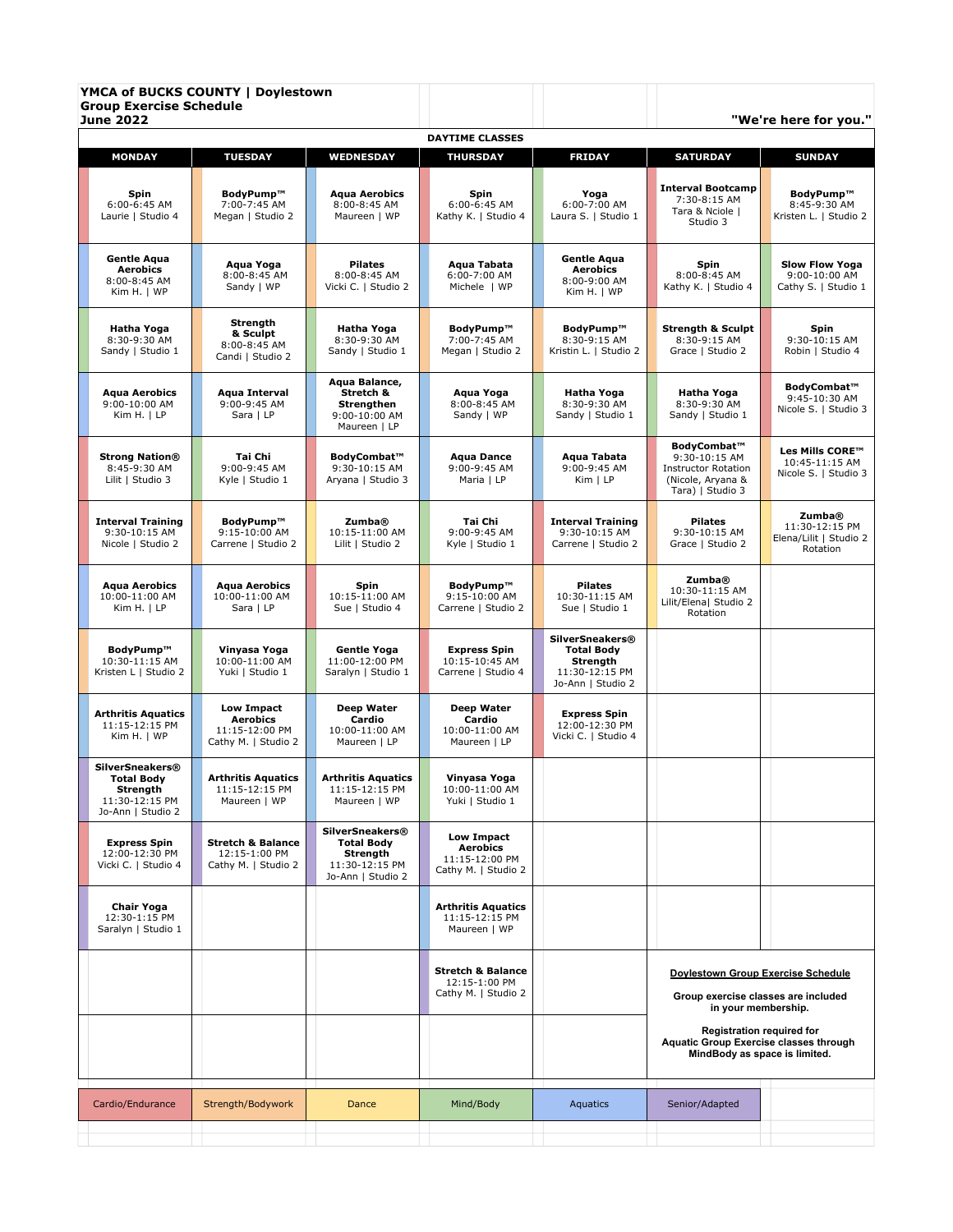**YMCA of BUCKS COUNTY | Doylestown**
**Group Exercise Schedule**
**June 2022**

**"We're here for you."**

**DAYTIME CLASSES**

| MONDAY | TUESDAY | WEDNESDAY | THURSDAY | FRIDAY | SATURDAY | SUNDAY |
|---|---|---|---|---|---|---|
| **Spin** 6:00-6:45 AM Laurie \| Studio 4 | **BodyPump™** 7:00-7:45 AM Megan \| Studio 2 | **Aqua Aerobics** 8:00-8:45 AM Maureen \| WP | **Spin** 6:00-6:45 AM Kathy K. \| Studio 4 | **Yoga** 6:00-7:00 AM Laura S. \| Studio 1 | **Interval Bootcamp** 7:30-8:15 AM Tara & Nciole \| Studio 3 | **BodyPump™** 8:45-9:30 AM Kristen L. \| Studio 2 |
| **Gentle Aqua Aerobics** 8:00-8:45 AM Kim H. \| WP | **Aqua Yoga** 8:00-8:45 AM Sandy \| WP | **Pilates** 8:00-8:45 AM Vicki C. \| Studio 2 | **Aqua Tabata** 6:00-7:00 AM Michele \| WP | **Gentle Aqua Aerobics** 8:00-9:00 AM Kim H. \| WP | **Spin** 8:00-8:45 AM Kathy K. \| Studio 4 | **Slow Flow Yoga** 9:00-10:00 AM Cathy S. \| Studio 1 |
| **Hatha Yoga** 8:30-9:30 AM Sandy \| Studio 1 | **Strength & Sculpt** 8:00-8:45 AM Candi \| Studio 2 | **Hatha Yoga** 8:30-9:30 AM Sandy \| Studio 1 | **BodyPump™** 7:00-7:45 AM Megan \| Studio 2 | **BodyPump™** 8:30-9:15 AM Kristin L. \| Studio 2 | **Strength & Sculpt** 8:30-9:15 AM Grace \| Studio 2 | **Spin** 9:30-10:15 AM Robin \| Studio 4 |
| **Aqua Aerobics** 9:00-10:00 AM Kim H. \| LP | **Aqua Interval** 9:00-9:45 AM Sara \| LP | **Aqua Balance, Stretch & Strengthen** 9:00-10:00 AM Maureen \| LP | **Aqua Yoga** 8:00-8:45 AM Sandy \| WP | **Hatha Yoga** 8:30-9:30 AM Sandy \| Studio 1 | **Hatha Yoga** 8:30-9:30 AM Sandy \| Studio 1 | **BodyCombat™** 9:45-10:30 AM Nicole S. \| Studio 3 |
| **Strong Nation®** 8:45-9:30 AM Lilit \| Studio 3 | **Tai Chi** 9:00-9:45 AM Kyle \| Studio 1 | **BodyCombat™** 9:30-10:15 AM Aryana \| Studio 3 | **Aqua Dance** 9:00-9:45 AM Maria \| LP | **Aqua Tabata** 9:00-9:45 AM Kim \| LP | **BodyCombat™** 9:30-10:15 AM Instructor Rotation (Nicole, Aryana & Tara) \| Studio 3 | **Les Mills CORE™** 10:45-11:15 AM Nicole S. \| Studio 3 |
| **Interval Training** 9:30-10:15 AM Nicole \| Studio 2 | **BodyPump™** 9:15-10:00 AM Carrene \| Studio 2 | **Zumba®** 10:15-11:00 AM Lilit \| Studio 2 | **Tai Chi** 9:00-9:45 AM Kyle \| Studio 1 | **Interval Training** 9:30-10:15 AM Carrene \| Studio 2 | **Pilates** 9:30-10:15 AM Grace \| Studio 2 | **Zumba®** 11:30-12:15 PM Elena/Lilit \| Studio 2 Rotation |
| **Aqua Aerobics** 10:00-11:00 AM Kim H. \| LP | **Aqua Aerobics** 10:00-11:00 AM Sara \| LP | **Spin** 10:15-11:00 AM Sue \| Studio 4 | **BodyPump™** 9:15-10:00 AM Carrene \| Studio 2 | **Pilates** 10:30-11:15 AM Sue \| Studio 1 | **Zumba®** 10:30-11:15 AM Lilit/Elena\| Studio 2 Rotation | |
| **BodyPump™** 10:30-11:15 AM Kristen L \| Studio 2 | **Vinyasa Yoga** 10:00-11:00 AM Yuki \| Studio 1 | **Gentle Yoga** 11:00-12:00 PM Saralyn \| Studio 1 | **Express Spin** 10:15-10:45 AM Carrene \| Studio 4 | **SilverSneakers® Total Body Strength** 11:30-12:15 PM Jo-Ann \| Studio 2 | | |
| **Arthritis Aquatics** 11:15-12:15 PM Kim H. \| WP | **Low Impact Aerobics** 11:15-12:00 PM Cathy M. \| Studio 2 | **Deep Water Cardio** 10:00-11:00 AM Maureen \| LP | **Deep Water Cardio** 10:00-11:00 AM Maureen \| LP | **Express Spin** 12:00-12:30 PM Vicki C. \| Studio 4 | | |
| **SilverSneakers® Total Body Strength** 11:30-12:15 PM Jo-Ann \| Studio 2 | **Arthritis Aquatics** 11:15-12:15 PM Maureen \| WP | **Arthritis Aquatics** 11:15-12:15 PM Maureen \| WP | **Vinyasa Yoga** 10:00-11:00 AM Yuki \| Studio 1 | | | |
| **Express Spin** 12:00-12:30 PM Vicki C. \| Studio 4 | **Stretch & Balance** 12:15-1:00 PM Cathy M. \| Studio 2 | **SilverSneakers® Total Body Strength** 11:30-12:15 PM Jo-Ann \| Studio 2 | **Low Impact Aerobics** 11:15-12:00 PM Cathy M. \| Studio 2 | | | |
| **Chair Yoga** 12:30-1:15 PM Saralyn \| Studio 1 | | | **Arthritis Aquatics** 11:15-12:15 PM Maureen \| WP | | | |
| | | | **Stretch & Balance** 12:15-1:00 PM Cathy M. \| Studio 2 | | | |

**Doylestown Group Exercise Schedule**

**Group exercise classes are included in your membership.**

**Registration required for Aquatic Group Exercise classes through MindBody as space is limited.**

| Cardio/Endurance | Strength/Bodywork | Dance | Mind/Body | Aquatics | Senior/Adapted |
|---|---|---|---|---|---|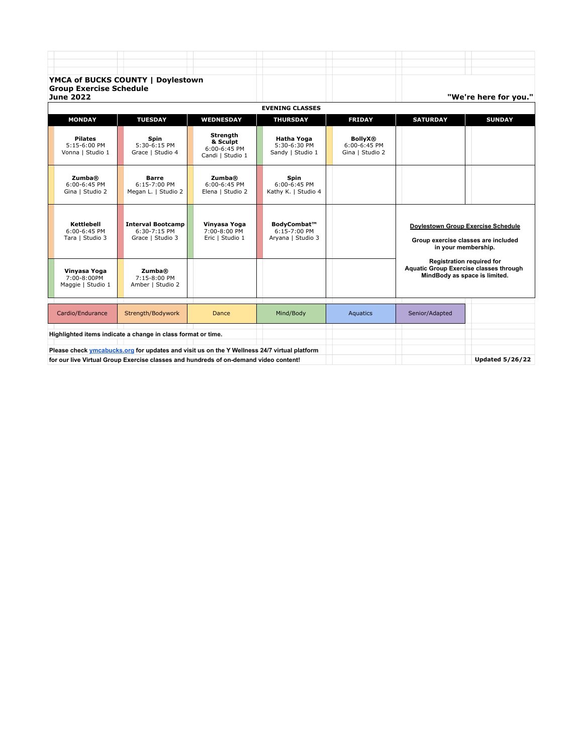**YMCA of BUCKS COUNTY | Doylestown**
**Group Exercise Schedule**
**June 2022**

**"We're here for you."**

**EVENING CLASSES**

| MONDAY | TUESDAY | WEDNESDAY | THURSDAY | FRIDAY | SATURDAY | SUNDAY |
|---|---|---|---|---|---|---|
| **Pilates** 5:15-6:00 PM Vonna \| Studio 1 | **Spin** 5:30-6:15 PM Grace \| Studio 4 | **Strength & Sculpt** 6:00-6:45 PM Candi \| Studio 1 | **Hatha Yoga** 5:30-6:30 PM Sandy \| Studio 1 | **BollyX®** 6:00-6:45 PM Gina \| Studio 2 | | |
| **Zumba®** 6:00-6:45 PM Gina \| Studio 2 | **Barre** 6:15-7:00 PM Megan L. \| Studio 2 | **Zumba®** 6:00-6:45 PM Elena \| Studio 2 | **Spin** 6:00-6:45 PM Kathy K. \| Studio 4 | | | |
| **Kettlebell** 6:00-6:45 PM Tara \| Studio 3 | **Interval Bootcamp** 6:30-7:15 PM Grace \| Studio 3 | **Vinyasa Yoga** 7:00-8:00 PM Eric \| Studio 1 | **BodyCombat™** 6:15-7:00 PM Aryana \| Studio 3 | | | |
| **Vinyasa Yoga** 7:00-8:00PM Maggie \| Studio 1 | **Zumba®** 7:15-8:00 PM Amber \| Studio 2 | | | | | |

**Doylestown Group Exercise Schedule**

**Group exercise classes are included in your membership.**

**Registration required for Aquatic Group Exercise classes through MindBody as space is limited.**

| Cardio/Endurance | Strength/Bodywork | Dance | Mind/Body | Aquatics | Senior/Adapted |
|---|---|---|---|---|---|

**Highlighted items indicate a change in class format or time.**

**Please check ymcabucks.org for updates and visit us on the Y Wellness 24/7 virtual platform for our live Virtual Group Exercise classes and hundreds of on-demand video content!**

**Updated 5/26/22**